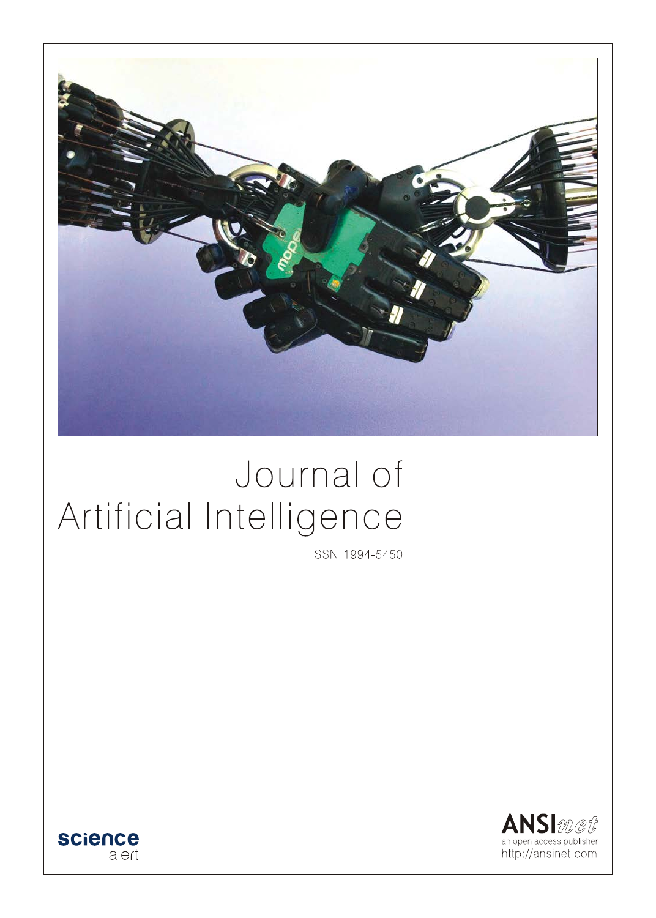# Journal of Artificial Intelligence

ISSN 1994-5450

science alert

ANSInet
an open access publisher
http://ansinet.com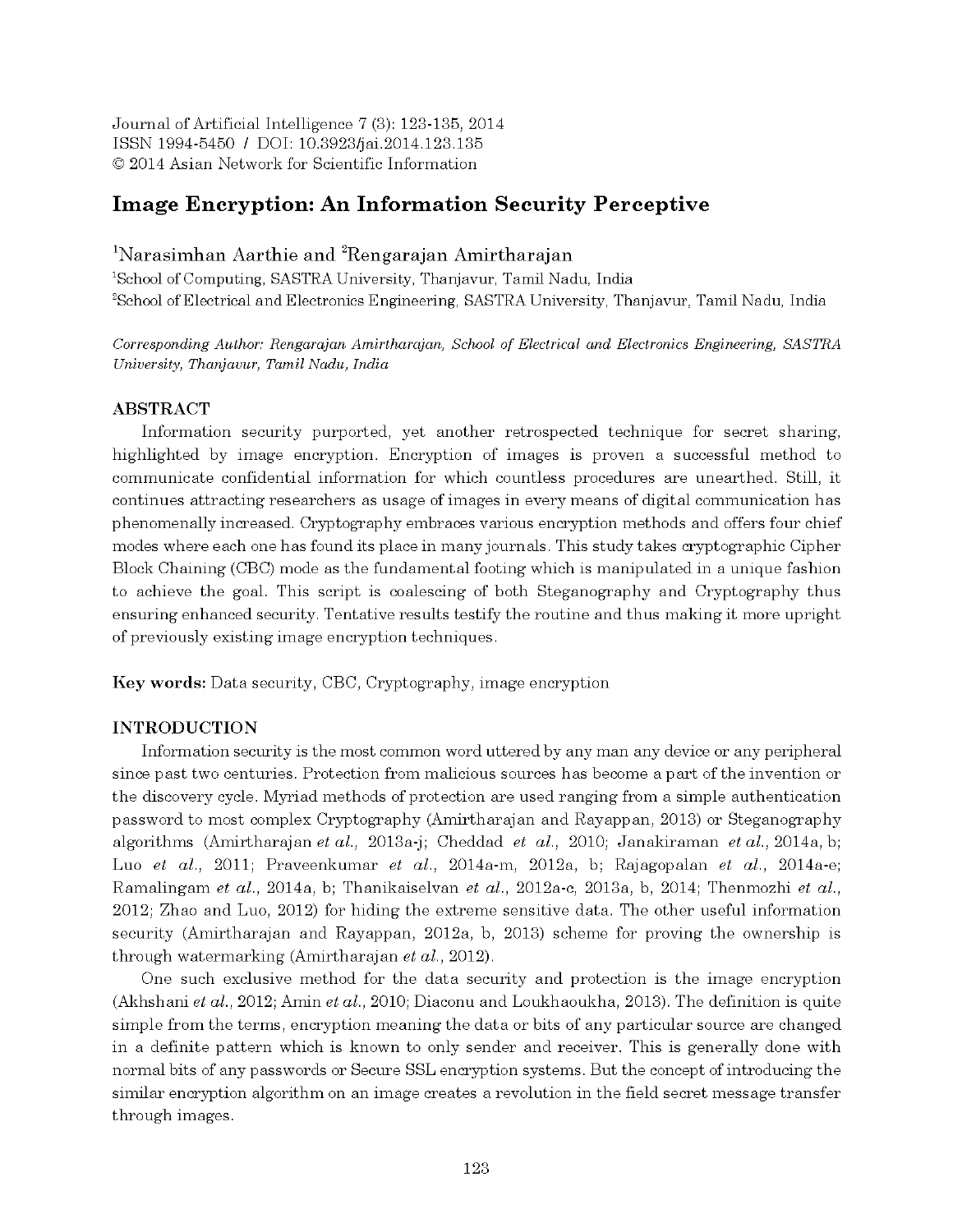Journal of Artificial Intelligence 7 (3): 123-135, 2014
ISSN 1994-5450 / DOI: 10.3923/jai.2014.123.135
© 2014 Asian Network for Scientific Information

# Image Encryption: An Information Security Perceptive

[1]Narasimhan Aarthie and [2]Rengarajan Amirtharajan

[1]School of Computing, SASTRA University, Thanjavur, Tamil Nadu, India
[2]School of Electrical and Electronics Engineering, SASTRA University, Thanjavur, Tamil Nadu, India

*Corresponding Author: Rengarajan Amirtharajan, School of Electrical and Electronics Engineering, SASTRA University, Thanjavur, Tamil Nadu, India*

## ABSTRACT

Information security purported, yet another retrospected technique for secret sharing, highlighted by image encryption. Encryption of images is proven a successful method to communicate confidential information for which countless procedures are unearthed. Still, it continues attracting researchers as usage of images in every means of digital communication has phenomenally increased. Cryptography embraces various encryption methods and offers four chief modes where each one has found its place in many journals. This study takes cryptographic Cipher Block Chaining (CBC) mode as the fundamental footing which is manipulated in a unique fashion to achieve the goal. This script is coalescing of both Steganography and Cryptography thus ensuring enhanced security. Tentative results testify the routine and thus making it more upright of previously existing image encryption techniques.

**Key words:** Data security, CBC, Cryptography, image encryption

## INTRODUCTION

Information security is the most common word uttered by any man any device or any peripheral since past two centuries. Protection from malicious sources has become a part of the invention or the discovery cycle. Myriad methods of protection are used ranging from a simple authentication password to most complex Cryptography (Amirtharajan and Rayappan, 2013) or Steganography algorithms (Amirtharajan *et al.*, 2013a-j; Cheddad *et al.*, 2010; Janakiraman *et al.*, 2014a, b; Luo *et al.*, 2011; Praveenkumar *et al.*, 2014a-m, 2012a, b; Rajagopalan *et al.*, 2014a-e; Ramalingam *et al.*, 2014a, b; Thanikaiselvan *et al.*, 2012a-c, 2013a, b, 2014; Thenmozhi *et al.*, 2012; Zhao and Luo, 2012) for hiding the extreme sensitive data. The other useful information security (Amirtharajan and Rayappan, 2012a, b, 2013) scheme for proving the ownership is through watermarking (Amirtharajan *et al.*, 2012).

One such exclusive method for the data security and protection is the image encryption (Akhshani *et al.*, 2012; Amin *et al.*, 2010; Diaconu and Loukhaoukha, 2013). The definition is quite simple from the terms, encryption meaning the data or bits of any particular source are changed in a definite pattern which is known to only sender and receiver. This is generally done with normal bits of any passwords or Secure SSL encryption systems. But the concept of introducing the similar encryption algorithm on an image creates a revolution in the field secret message transfer through images.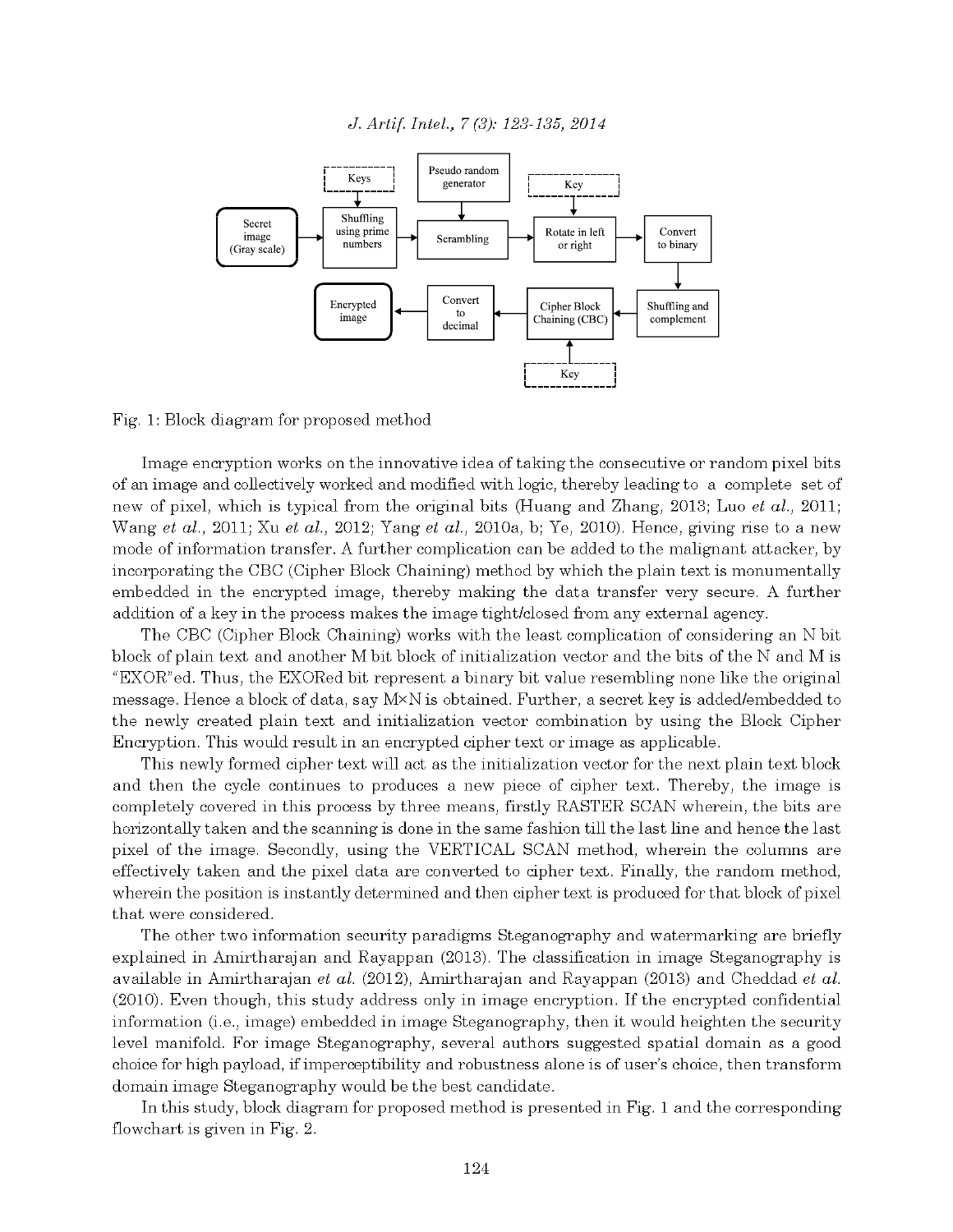Fig. 1: Block diagram for proposed method

Image encryption works on the innovative idea of taking the consecutive or random pixel bits of an image and collectively worked and modified with logic, thereby leading to a complete set of new of pixel, which is typical from the original bits (Huang and Zhang, 2013; Luo *et al*., 2011; Wang *et al*., 2011; Xu *et al*., 2012; Yang *et al*., 2010a, b; Ye, 2010). Hence, giving rise to a new mode of information transfer. A further complication can be added to the malignant attacker, by incorporating the CBC (Cipher Block Chaining) method by which the plain text is monumentally embedded in the encrypted image, thereby making the data transfer very secure. A further addition of a key in the process makes the image tight/closed from any external agency.

The CBC (Cipher Block Chaining) works with the least complication of considering an N bit block of plain text and another M bit block of initialization vector and the bits of the N and M is "EXOR"ed. Thus, the EXORed bit represent a binary bit value resembling none like the original message. Hence a block of data, say M×N is obtained. Further, a secret key is added/embedded to the newly created plain text and initialization vector combination by using the Block Cipher Encryption. This would result in an encrypted cipher text or image as applicable.

This newly formed cipher text will act as the initialization vector for the next plain text block and then the cycle continues to produces a new piece of cipher text. Thereby, the image is completely covered in this process by three means, firstly RASTER SCAN wherein, the bits are horizontally taken and the scanning is done in the same fashion till the last line and hence the last pixel of the image. Secondly, using the VERTICAL SCAN method, wherein the columns are effectively taken and the pixel data are converted to cipher text. Finally, the random method, wherein the position is instantly determined and then cipher text is produced for that block of pixel that were considered.

The other two information security paradigms Steganography and watermarking are briefly explained in Amirtharajan and Rayappan (2013). The classification in image Steganography is available in Amirtharajan *et al*. (2012), Amirtharajan and Rayappan (2013) and Cheddad *et al*. (2010). Even though, this study address only in image encryption. If the encrypted confidential information (i.e., image) embedded in image Steganography, then it would heighten the security level manifold. For image Steganography, several authors suggested spatial domain as a good choice for high payload, if imperceptibility and robustness alone is of user's choice, then transform domain image Steganography would be the best candidate.

In this study, block diagram for proposed method is presented in Fig. 1 and the corresponding flowchart is given in Fig. 2.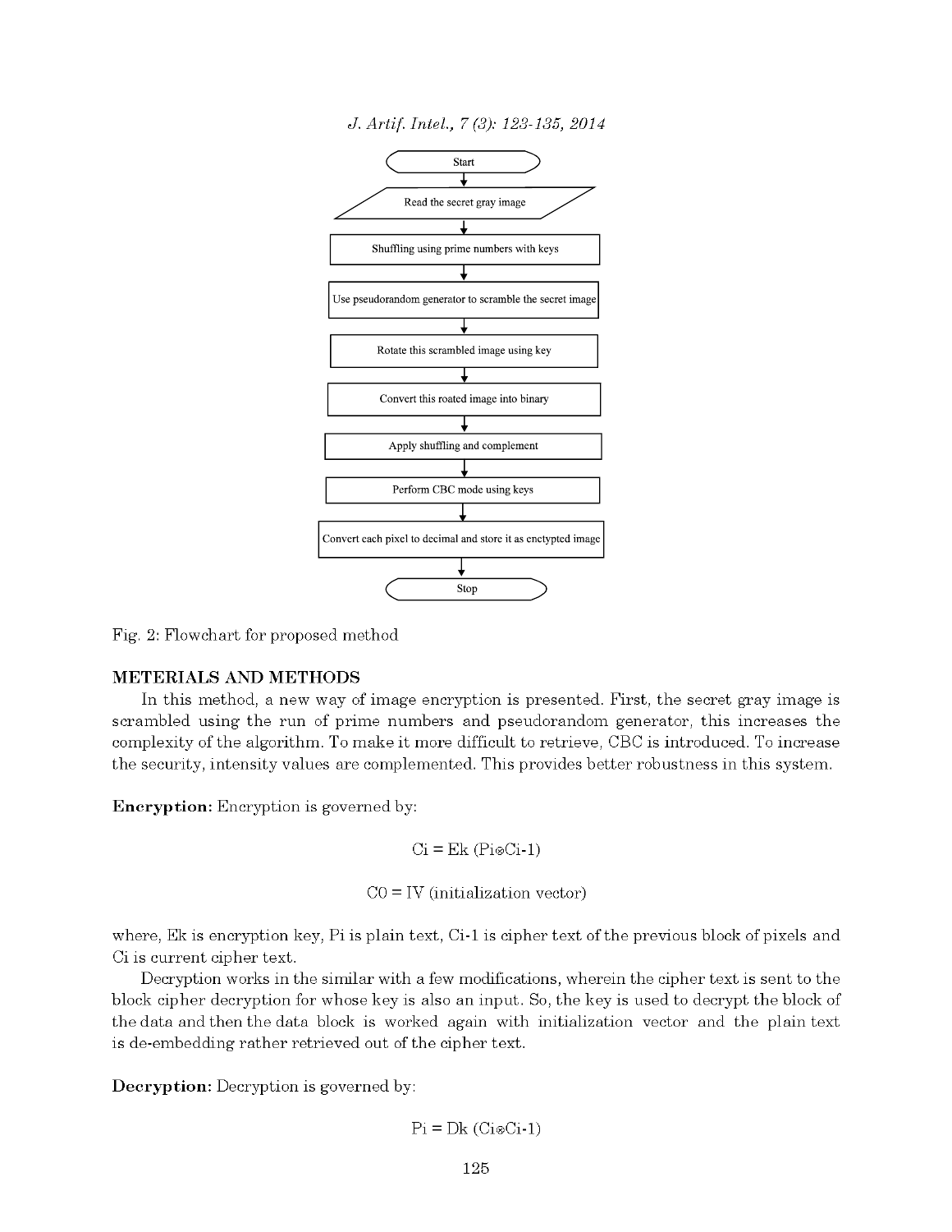Start

Read the secret gray image

Shuffling using prime numbers with keys

Use pseudorandom generator to scramble the secret image

Rotate this scrambled image using key

Convert this roated image into binary

Apply shuffling and complement

Perform CBC mode using keys

Convert each pixel to decimal and store it as enctypted image

Stop

Fig. 2: Flowchart for proposed method

## METERIALS AND METHODS

In this method, a new way of image encryption is presented. First, the secret gray image is scrambled using the run of prime numbers and pseudorandom generator, this increases the complexity of the algorithm. To make it more difficult to retrieve, CBC is introduced. To increase the security, intensity values are complemented. This provides better robustness in this system.

**Encryption:** Encryption is governed by:

$$C_i = E_k (P_i \otimes C_{i-1})$$

$$C_0 = IV \text{ (initialization vector)}$$

where, Ek is encryption key, Pi is plain text, Ci-1 is cipher text of the previous block of pixels and Ci is current cipher text.

Decryption works in the similar with a few modifications, wherein the cipher text is sent to the block cipher decryption for whose key is also an input. So, the key is used to decrypt the block of the data and then the data block is worked again with initialization vector and the plain text is de-embedding rather retrieved out of the cipher text.

**Decryption:** Decryption is governed by:

$$P_i = D_k (C_i \otimes C_{i-1})$$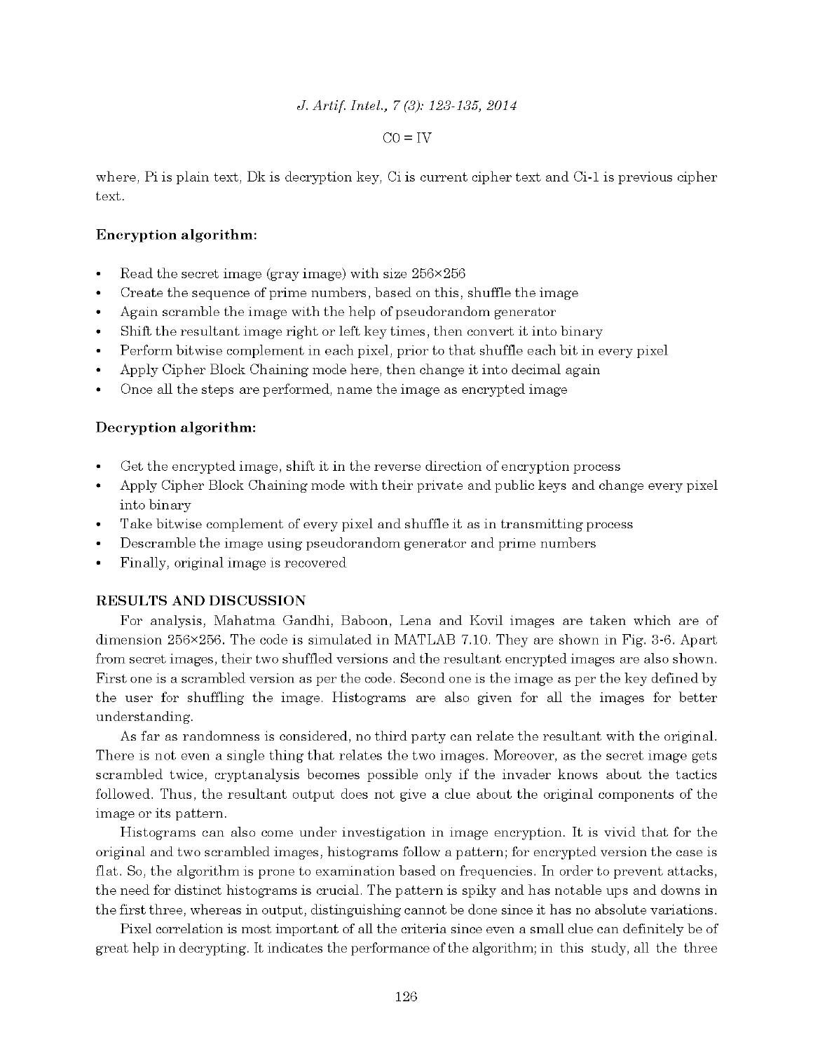$$C0 = IV$$

where, Pi is plain text, Dk is decryption key, Ci is current cipher text and Ci-1 is previous cipher text.

**Encryption algorithm:**

- Read the secret image (gray image) with size 256×256
- Create the sequence of prime numbers, based on this, shuffle the image
- Again scramble the image with the help of pseudorandom generator
- Shift the resultant image right or left key times, then convert it into binary
- Perform bitwise complement in each pixel, prior to that shuffle each bit in every pixel
- Apply Cipher Block Chaining mode here, then change it into decimal again
- Once all the steps are performed, name the image as encrypted image

**Decryption algorithm:**

- Get the encrypted image, shift it in the reverse direction of encryption process
- Apply Cipher Block Chaining mode with their private and public keys and change every pixel into binary
- Take bitwise complement of every pixel and shuffle it as in transmitting process
- Descramble the image using pseudorandom generator and prime numbers
- Finally, original image is recovered

## RESULTS AND DISCUSSION

For analysis, Mahatma Gandhi, Baboon, Lena and Kovil images are taken which are of dimension 256×256. The code is simulated in MATLAB 7.10. They are shown in Fig. 3-6. Apart from secret images, their two shuffled versions and the resultant encrypted images are also shown. First one is a scrambled version as per the code. Second one is the image as per the key defined by the user for shuffling the image. Histograms are also given for all the images for better understanding.

As far as randomness is considered, no third party can relate the resultant with the original. There is not even a single thing that relates the two images. Moreover, as the secret image gets scrambled twice, cryptanalysis becomes possible only if the invader knows about the tactics followed. Thus, the resultant output does not give a clue about the original components of the image or its pattern.

Histograms can also come under investigation in image encryption. It is vivid that for the original and two scrambled images, histograms follow a pattern; for encrypted version the case is flat. So, the algorithm is prone to examination based on frequencies. In order to prevent attacks, the need for distinct histograms is crucial. The pattern is spiky and has notable ups and downs in the first three, whereas in output, distinguishing cannot be done since it has no absolute variations.

Pixel correlation is most important of all the criteria since even a small clue can definitely be of great help in decrypting. It indicates the performance of the algorithm; in this study, all the three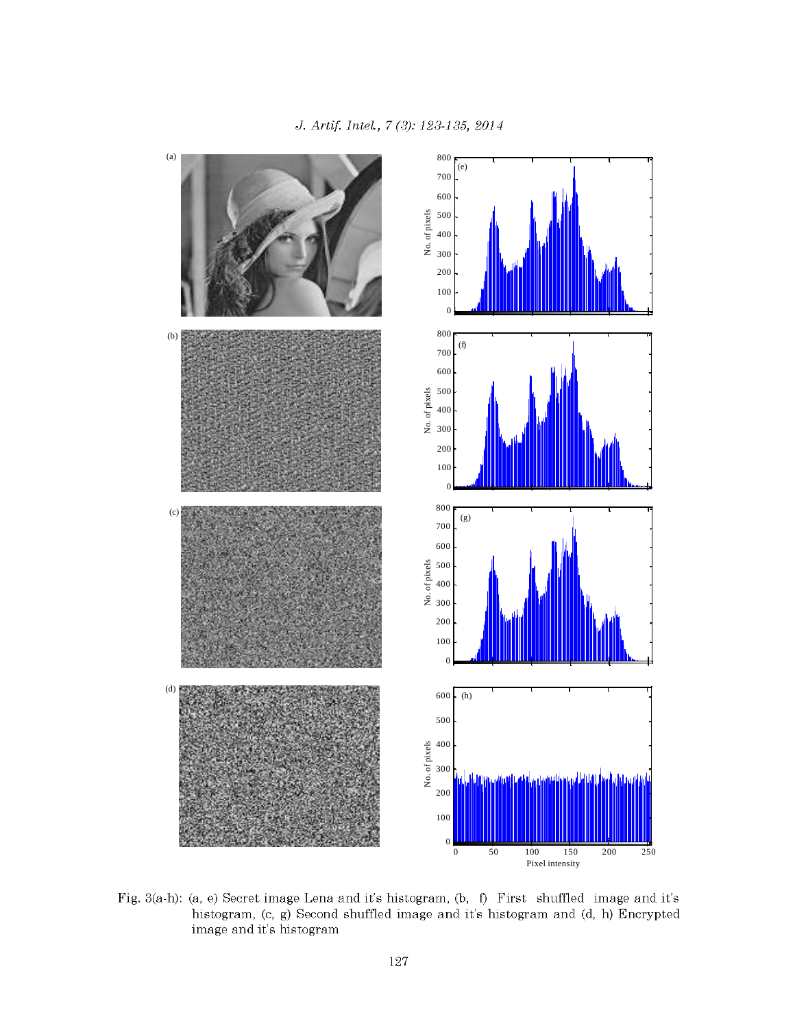Fig. 3(a-h): (a, e) Secret image Lena and it's histogram, (b, f) First shuffled image and it's histogram, (c, g) Second shuffled image and it's histogram and (d, h) Encrypted image and it's histogram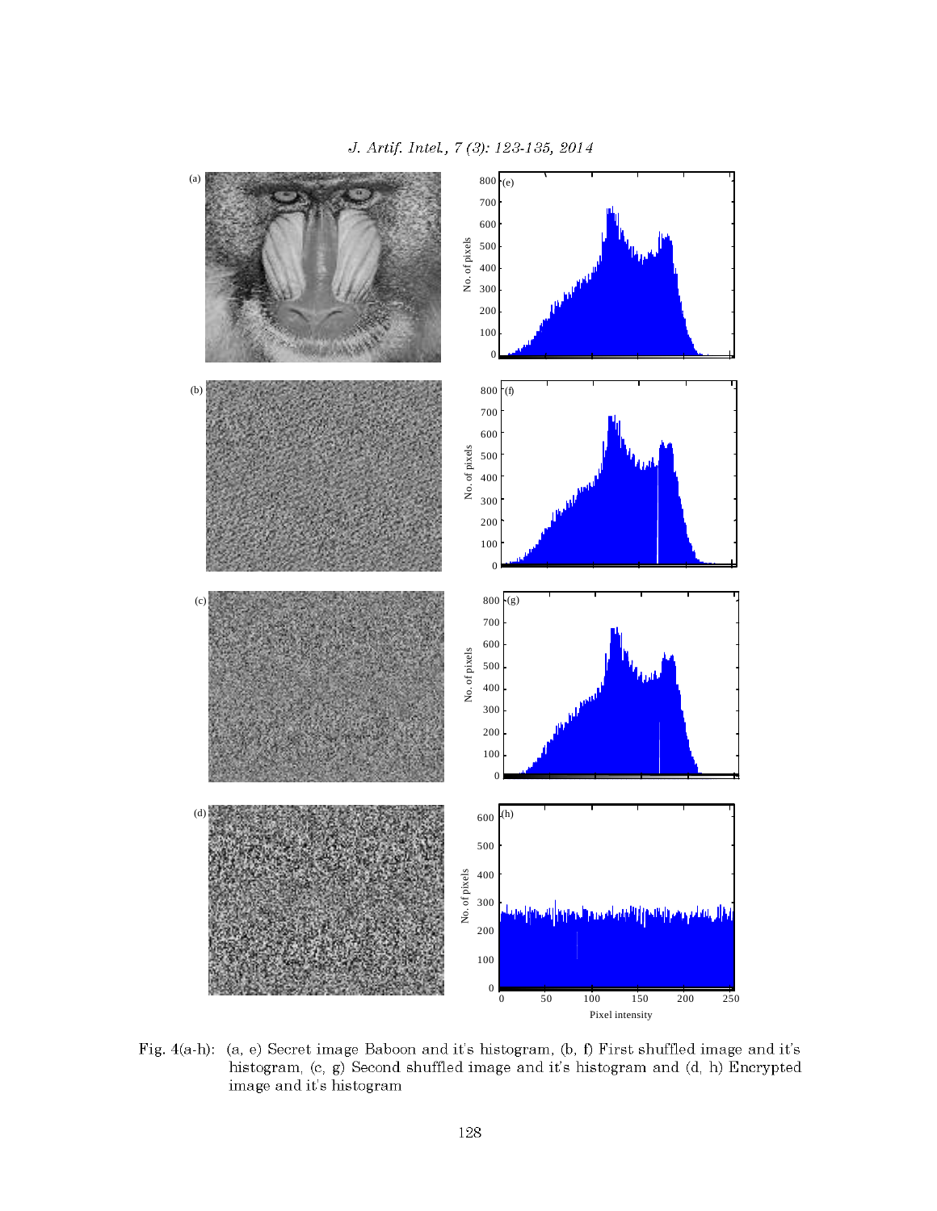Fig. 4(a-h): (a, e) Secret image Baboon and it's histogram, (b, f) First shuffled image and it's histogram, (c, g) Second shuffled image and it's histogram and (d, h) Encrypted image and it's histogram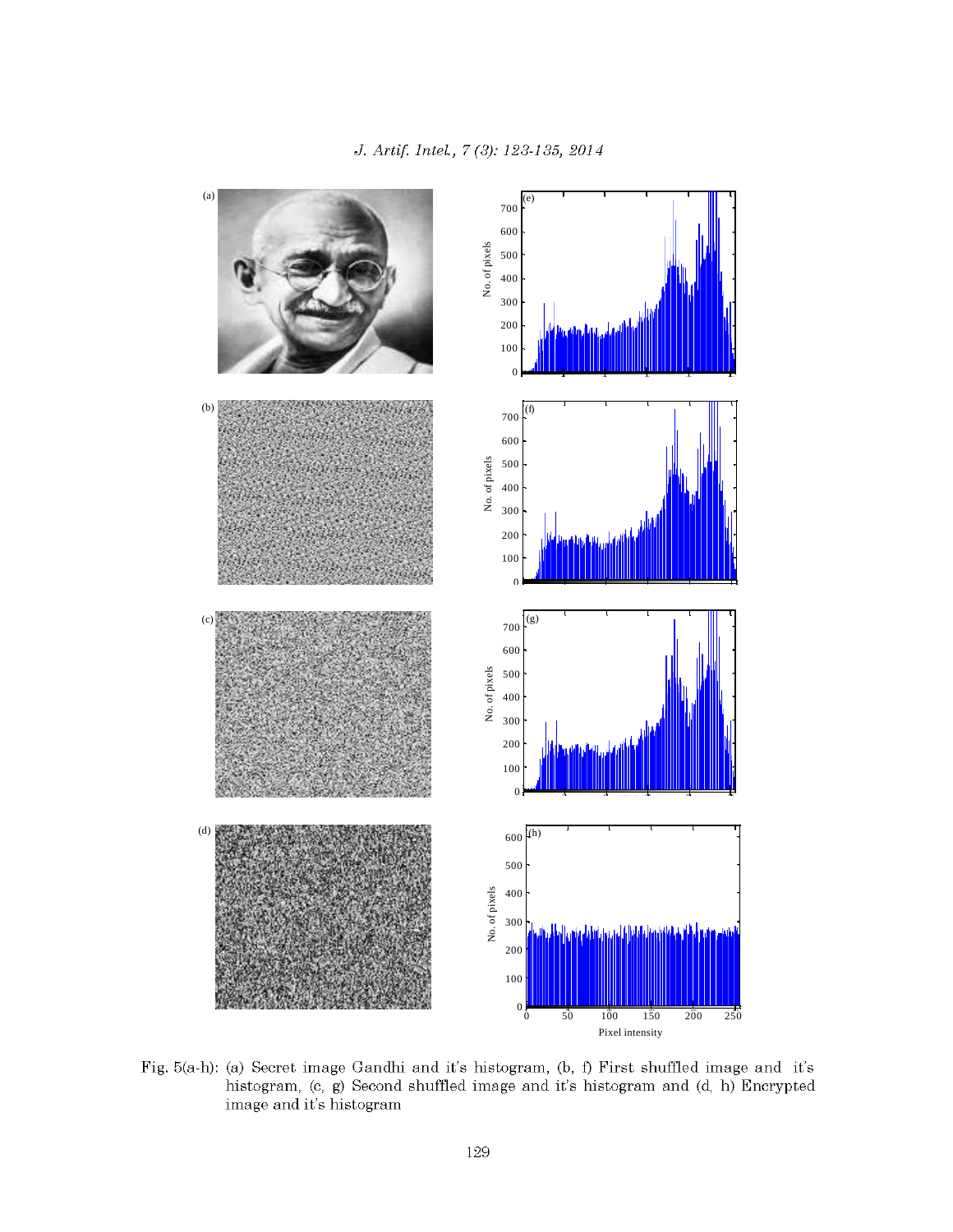Fig. 5(a-h): (a) Secret image Gandhi and it's histogram, (b, f) First shuffled image and it's histogram, (c, g) Second shuffled image and it's histogram and (d, h) Encrypted image and it's histogram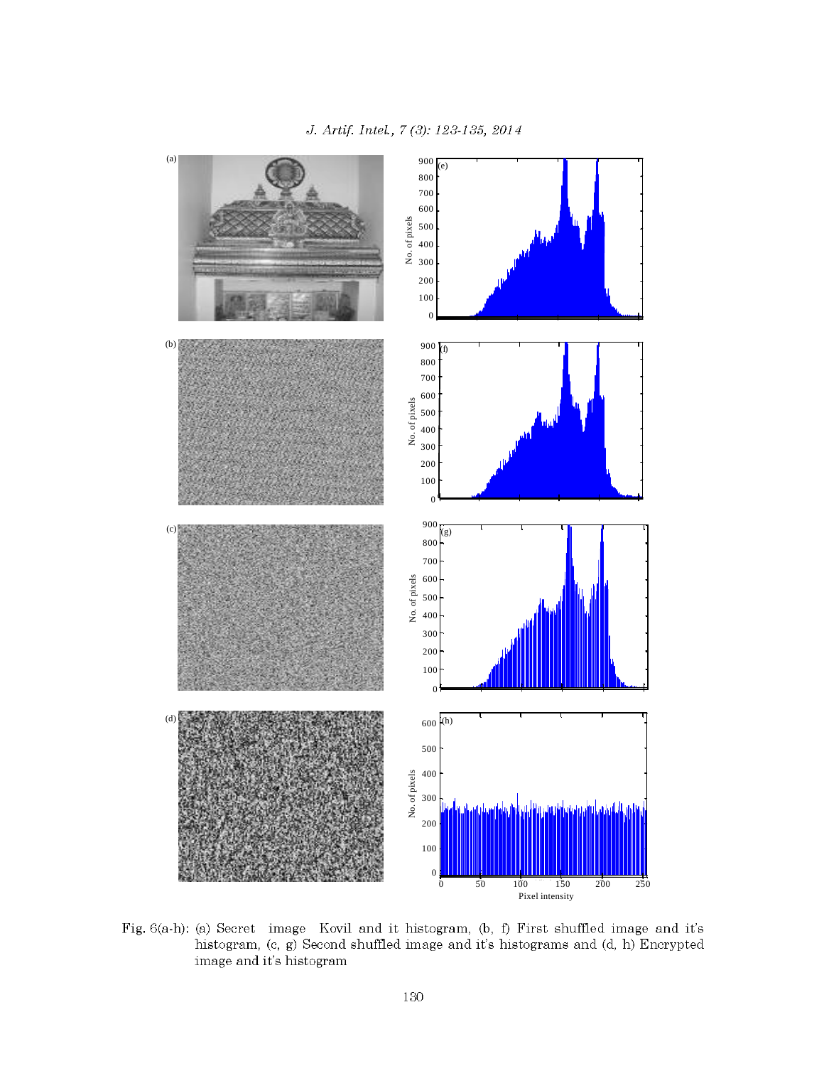Fig. 6(a-h): (a) Secret image Kovil and it histogram, (b, f) First shuffled image and it's histogram, (c, g) Second shuffled image and it's histograms and (d, h) Encrypted image and it's histogram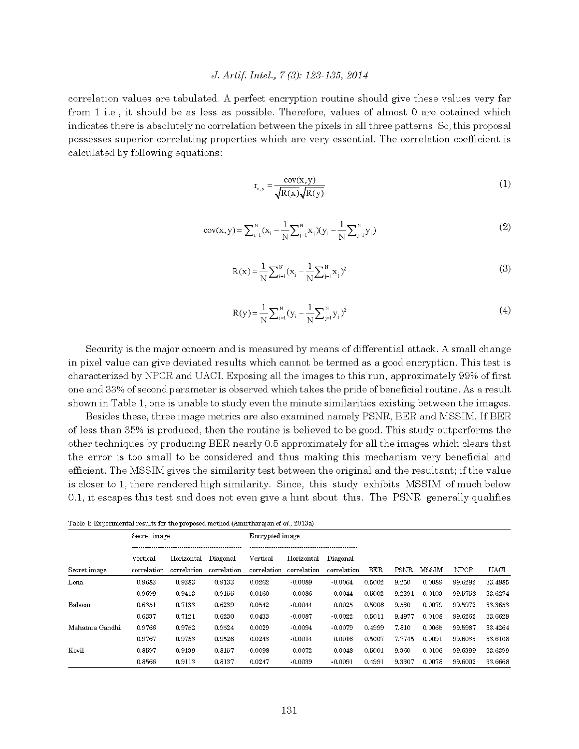correlation values are tabulated. A perfect encryption routine should give these values very far from 1 i.e., it should be as less as possible. Therefore, values of almost 0 are obtained which indicates there is absolutely no correlation between the pixels in all three patterns. So, this proposal possesses superior correlating properties which are very essential. The correlation coefficient is calculated by following equations:

$$r_{x,y} = \frac{\text{cov}(x,y)}{\sqrt{R(x)}\sqrt{R(y)}} \tag{1}$$

$$\text{cov}(x,y) = \sum_{i=1}^{N}(x_i - \frac{1}{N}\sum_{j=1}^{N}x_j)(y_i - \frac{1}{N}\sum_{j=1}^{N}y_j) \tag{2}$$

$$R(x) = \frac{1}{N}\sum_{i=1}^{N}(x_i - \frac{1}{N}\sum_{j=1}^{N}x_j)^2 \tag{3}$$

$$R(y) = \frac{1}{N}\sum_{i=1}^{N}(y_i - \frac{1}{N}\sum_{j=1}^{N}y_j)^2 \tag{4}$$

Security is the major concern and is measured by means of differential attack. A small change in pixel value can give deviated results which cannot be termed as a good encryption. This test is characterized by NPCR and UACI. Exposing all the images to this run, approximately 99% of first one and 33% of second parameter is observed which takes the pride of beneficial routine. As a result shown in Table 1, one is unable to study even the minute similarities existing between the images.

Besides these, three image metrics are also examined namely PSNR, BER and MSSIM. If BER of less than 35% is produced, then the routine is believed to be good. This study outperforms the other techniques by producing BER nearly 0.5 approximately for all the images which clears that the error is too small to be considered and thus making this mechanism very beneficial and efficient. The MSSIM gives the similarity test between the original and the resultant; if the value is closer to 1, there rendered high similarity. Since, this study exhibits MSSIM of much below 0.1, it escapes this test and does not even give a hint about this. The PSNR generally qualifies

Table 1: Experimental results for the proposed method (Amirtharajan *et al.*, 2013a)

| | Secret image | | | Encrypted image | | | | | | | |
|---|---|---|---|---|---|---|---|---|---|---|---|
| Secret image | Vertical correlation | Horizontal correlation | Diagonal correlation | Vertical correlation | Horizontal correlation | Diagonal correlation | BER | PSNR | MSSIM | NPCR | UACI |
| Lena | 0.9683 | 0.9383 | 0.9133 | 0.0262 | -0.0089 | -0.0064 | 0.5002 | 9.250 | 0.0089 | 99.6292 | 33.4985 |
| | 0.9699 | 0.9413 | 0.9155 | 0.0160 | -0.0086 | 0.0044 | 0.5002 | 9.2391 | 0.0103 | 99.5758 | 33.6274 |
| Baboon | 0.6351 | 0.7133 | 0.6239 | 0.0542 | -0.0044 | 0.0025 | 0.5008 | 9.530 | 0.0079 | 99.5972 | 33.3653 |
| | 0.6337 | 0.7121 | 0.6230 | 0.0453 | -0.0087 | -0.0022 | 0.5011 | 9.4977 | 0.0108 | 99.6262 | 33.6629 |
| Mahatma Gandhi | 0.9766 | 0.9752 | 0.9524 | 0.0029 | -0.0094 | -0.0079 | 0.4999 | 7.810 | 0.0065 | 99.5987 | 33.4264 |
| | 0.9767 | 0.9753 | 0.9526 | 0.0243 | -0.0014 | 0.0016 | 0.5007 | 7.7745 | 0.0091 | 99.6033 | 33.6108 |
| Kovil | 0.8597 | 0.9139 | 0.8157 | -0.0098 | 0.0072 | 0.0048 | 0.5001 | 9.360 | 0.0106 | 99.6399 | 33.6399 |
| | 0.8566 | 0.9113 | 0.8137 | 0.0247 | -0.0039 | -0.0091 | 0.4991 | 9.3307 | 0.0078 | 99.6002 | 33.6668 |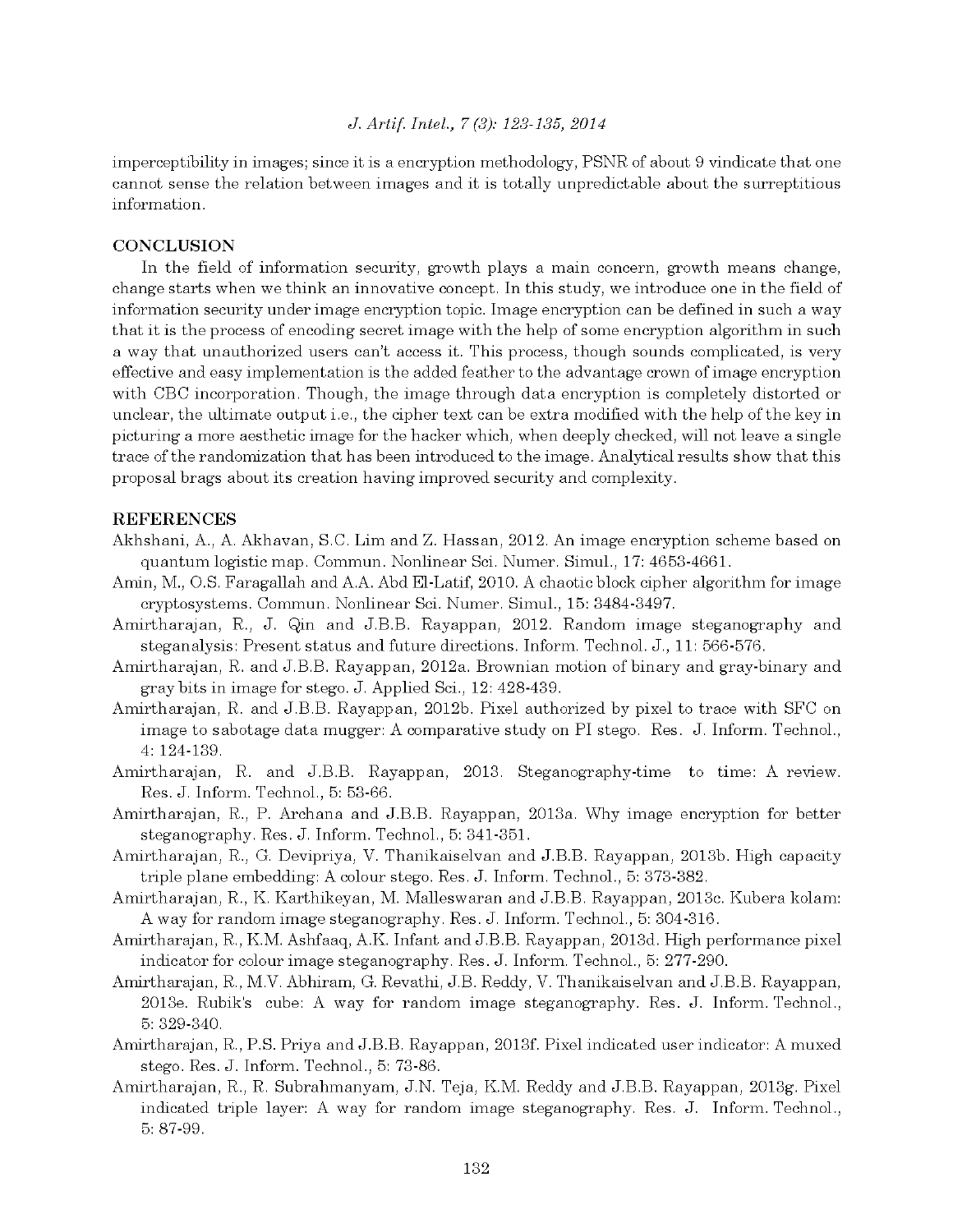imperceptibility in images; since it is a encryption methodology, PSNR of about 9 vindicate that one cannot sense the relation between images and it is totally unpredictable about the surreptitious information.

## CONCLUSION

In the field of information security, growth plays a main concern, growth means change, change starts when we think an innovative concept. In this study, we introduce one in the field of information security under image encryption topic. Image encryption can be defined in such a way that it is the process of encoding secret image with the help of some encryption algorithm in such a way that unauthorized users can't access it. This process, though sounds complicated, is very effective and easy implementation is the added feather to the advantage crown of image encryption with CBC incorporation. Though, the image through data encryption is completely distorted or unclear, the ultimate output i.e., the cipher text can be extra modified with the help of the key in picturing a more aesthetic image for the hacker which, when deeply checked, will not leave a single trace of the randomization that has been introduced to the image. Analytical results show that this proposal brags about its creation having improved security and complexity.

## REFERENCES

Akhshani, A., A. Akhavan, S.C. Lim and Z. Hassan, 2012. An image encryption scheme based on quantum logistic map. Commun. Nonlinear Sci. Numer. Simul., 17: 4653-4661.

Amin, M., O.S. Faragallah and A.A. Abd El-Latif, 2010. A chaotic block cipher algorithm for image cryptosystems. Commun. Nonlinear Sci. Numer. Simul., 15: 3484-3497.

Amirtharajan, R., J. Qin and J.B.B. Rayappan, 2012. Random image steganography and steganalysis: Present status and future directions. Inform. Technol. J., 11: 566-576.

Amirtharajan, R. and J.B.B. Rayappan, 2012a. Brownian motion of binary and gray-binary and gray bits in image for stego. J. Applied Sci., 12: 428-439.

Amirtharajan, R. and J.B.B. Rayappan, 2012b. Pixel authorized by pixel to trace with SFC on image to sabotage data mugger: A comparative study on PI stego. Res. J. Inform. Technol., 4: 124-139.

Amirtharajan, R. and J.B.B. Rayappan, 2013. Steganography-time to time: A review. Res. J. Inform. Technol., 5: 53-66.

Amirtharajan, R., P. Archana and J.B.B. Rayappan, 2013a. Why image encryption for better steganography. Res. J. Inform. Technol., 5: 341-351.

Amirtharajan, R., G. Devipriya, V. Thanikaiselvan and J.B.B. Rayappan, 2013b. High capacity triple plane embedding: A colour stego. Res. J. Inform. Technol., 5: 373-382.

Amirtharajan, R., K. Karthikeyan, M. Malleswaran and J.B.B. Rayappan, 2013c. Kubera kolam: A way for random image steganography. Res. J. Inform. Technol., 5: 304-316.

Amirtharajan, R., K.M. Ashfaaq, A.K. Infant and J.B.B. Rayappan, 2013d. High performance pixel indicator for colour image steganography. Res. J. Inform. Technol., 5: 277-290.

Amirtharajan, R., M.V. Abhiram, G. Revathi, J.B. Reddy, V. Thanikaiselvan and J.B.B. Rayappan, 2013e. Rubik's cube: A way for random image steganography. Res. J. Inform. Technol., 5: 329-340.

Amirtharajan, R., P.S. Priya and J.B.B. Rayappan, 2013f. Pixel indicated user indicator: A muxed stego. Res. J. Inform. Technol., 5: 73-86.

Amirtharajan, R., R. Subrahmanyam, J.N. Teja, K.M. Reddy and J.B.B. Rayappan, 2013g. Pixel indicated triple layer: A way for random image steganography. Res. J. Inform. Technol., 5: 87-99.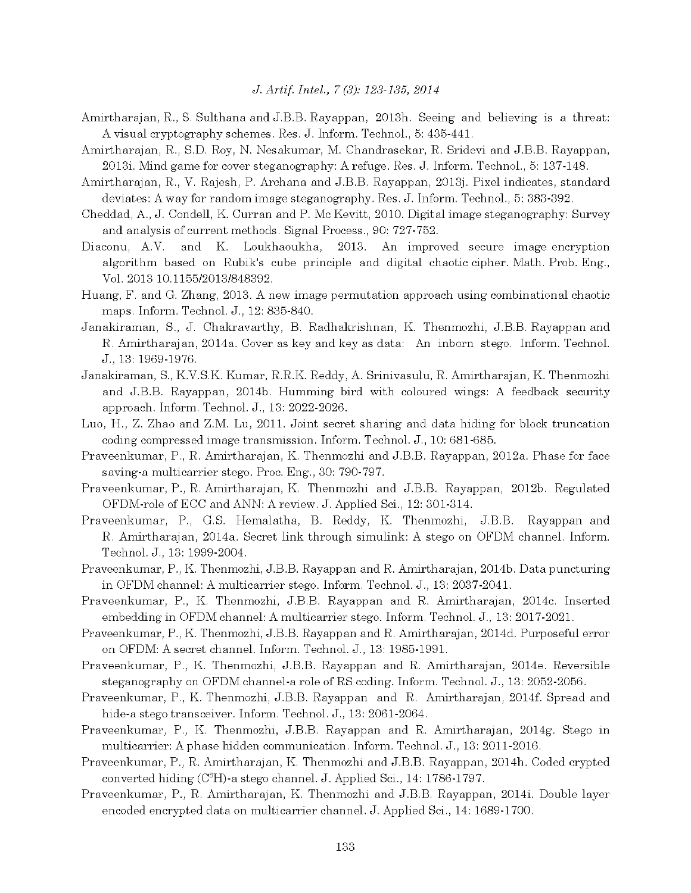Amirtharajan, R., S. Sulthana and J.B.B. Rayappan, 2013h. Seeing and believing is a threat: A visual cryptography schemes. Res. J. Inform. Technol., 5: 435-441.

Amirtharajan, R., S.D. Roy, N. Nesakumar, M. Chandrasekar, R. Sridevi and J.B.B. Rayappan, 2013i. Mind game for cover steganography: A refuge. Res. J. Inform. Technol., 5: 137-148.

Amirtharajan, R., V. Rajesh, P. Archana and J.B.B. Rayappan, 2013j. Pixel indicates, standard deviates: A way for random image steganography. Res. J. Inform. Technol., 5: 383-392.

Cheddad, A., J. Condell, K. Curran and P. Mc Kevitt, 2010. Digital image steganography: Survey and analysis of current methods. Signal Process., 90: 727-752.

Diaconu, A.V. and K. Loukhaoukha, 2013. An improved secure image encryption algorithm based on Rubik's cube principle and digital chaotic cipher. Math. Prob. Eng., Vol. 2013 10.1155/2013/848392.

Huang, F. and G. Zhang, 2013. A new image permutation approach using combinational chaotic maps. Inform. Technol. J., 12: 835-840.

Janakiraman, S., J. Chakravarthy, B. Radhakrishnan, K. Thenmozhi, J.B.B. Rayappan and R. Amirtharajan, 2014a. Cover as key and key as data: An inborn stego. Inform. Technol. J., 13: 1969-1976.

Janakiraman, S., K.V.S.K. Kumar, R.R.K. Reddy, A. Srinivasulu, R. Amirtharajan, K. Thenmozhi and J.B.B. Rayappan, 2014b. Humming bird with coloured wings: A feedback security approach. Inform. Technol. J., 13: 2022-2026.

Luo, H., Z. Zhao and Z.M. Lu, 2011. Joint secret sharing and data hiding for block truncation coding compressed image transmission. Inform. Technol. J., 10: 681-685.

Praveenkumar, P., R. Amirtharajan, K. Thenmozhi and J.B.B. Rayappan, 2012a. Phase for face saving-a multicarrier stego. Proc. Eng., 30: 790-797.

Praveenkumar, P., R. Amirtharajan, K. Thenmozhi and J.B.B. Rayappan, 2012b. Regulated OFDM-role of ECC and ANN: A review. J. Applied Sci., 12: 301-314.

Praveenkumar, P., G.S. Hemalatha, B. Reddy, K. Thenmozhi, J.B.B. Rayappan and R. Amirtharajan, 2014a. Secret link through simulink: A stego on OFDM channel. Inform. Technol. J., 13: 1999-2004.

Praveenkumar, P., K. Thenmozhi, J.B.B. Rayappan and R. Amirtharajan, 2014b. Data puncturing in OFDM channel: A multicarrier stego. Inform. Technol. J., 13: 2037-2041.

Praveenkumar, P., K. Thenmozhi, J.B.B. Rayappan and R. Amirtharajan, 2014c. Inserted embedding in OFDM channel: A multicarrier stego. Inform. Technol. J., 13: 2017-2021.

Praveenkumar, P., K. Thenmozhi, J.B.B. Rayappan and R. Amirtharajan, 2014d. Purposeful error on OFDM: A secret channel. Inform. Technol. J., 13: 1985-1991.

Praveenkumar, P., K. Thenmozhi, J.B.B. Rayappan and R. Amirtharajan, 2014e. Reversible steganography on OFDM channel-a role of RS coding. Inform. Technol. J., 13: 2052-2056.

Praveenkumar, P., K. Thenmozhi, J.B.B. Rayappan and R. Amirtharajan, 2014f. Spread and hide-a stego transceiver. Inform. Technol. J., 13: 2061-2064.

Praveenkumar, P., K. Thenmozhi, J.B.B. Rayappan and R. Amirtharajan, 2014g. Stego in multicarrier: A phase hidden communication. Inform. Technol. J., 13: 2011-2016.

Praveenkumar, P., R. Amirtharajan, K. Thenmozhi and J.B.B. Rayappan, 2014h. Coded crypted converted hiding ($C^3H$)-a stego channel. J. Applied Sci., 14: 1786-1797.

Praveenkumar, P., R. Amirtharajan, K. Thenmozhi and J.B.B. Rayappan, 2014i. Double layer encoded encrypted data on multicarrier channel. J. Applied Sci., 14: 1689-1700.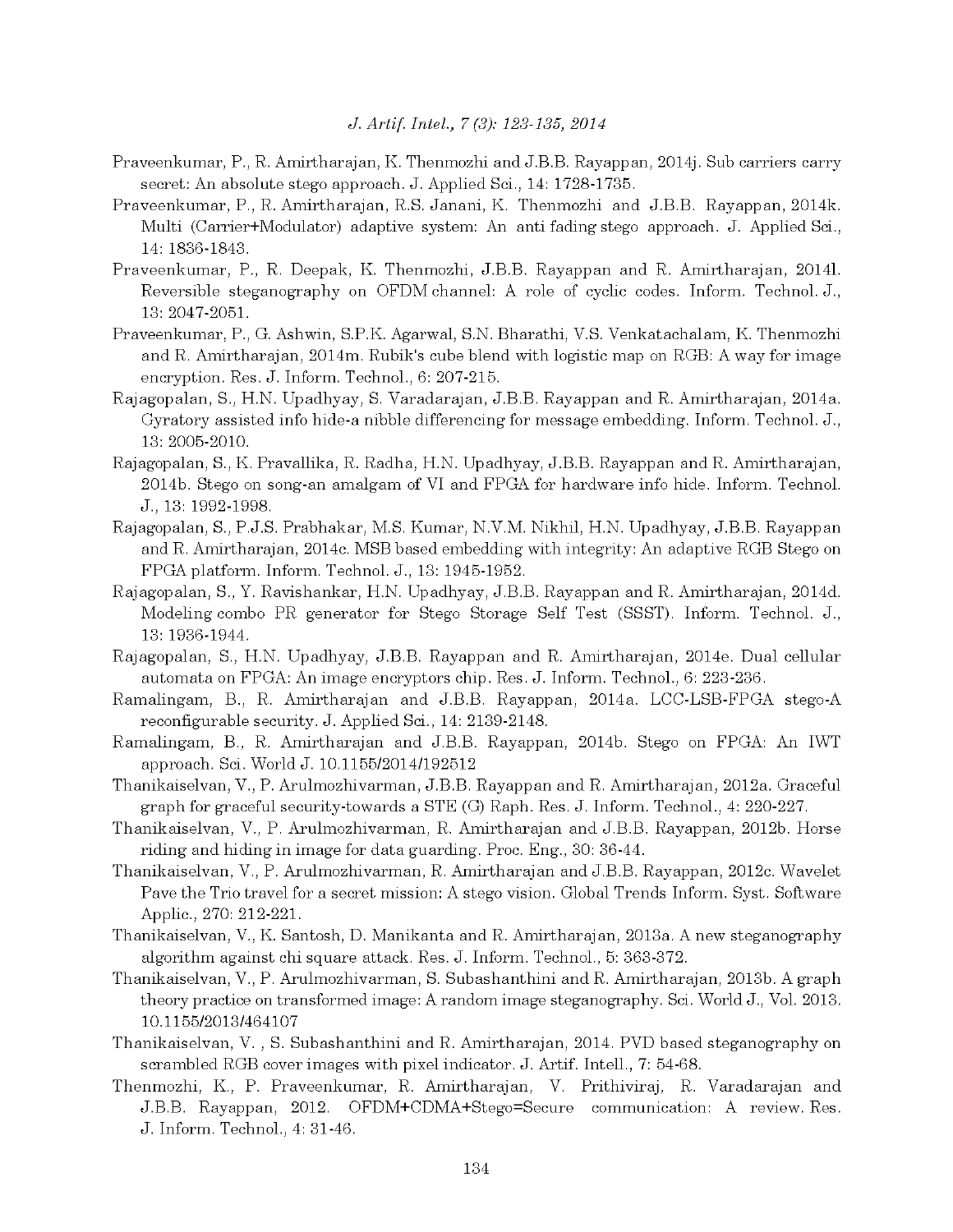Praveenkumar, P., R. Amirtharajan, K. Thenmozhi and J.B.B. Rayappan, 2014j. Sub carriers carry secret: An absolute stego approach. J. Applied Sci., 14: 1728-1735.

Praveenkumar, P., R. Amirtharajan, R.S. Janani, K. Thenmozhi and J.B.B. Rayappan, 2014k. Multi (Carrier+Modulator) adaptive system: An anti fading stego approach. J. Applied Sci., 14: 1836-1843.

Praveenkumar, P., R. Deepak, K. Thenmozhi, J.B.B. Rayappan and R. Amirtharajan, 2014l. Reversible steganography on OFDM channel: A role of cyclic codes. Inform. Technol. J., 13: 2047-2051.

Praveenkumar, P., G. Ashwin, S.P.K. Agarwal, S.N. Bharathi, V.S. Venkatachalam, K. Thenmozhi and R. Amirtharajan, 2014m. Rubik's cube blend with logistic map on RGB: A way for image encryption. Res. J. Inform. Technol., 6: 207-215.

Rajagopalan, S., H.N. Upadhyay, S. Varadarajan, J.B.B. Rayappan and R. Amirtharajan, 2014a. Gyratory assisted info hide-a nibble differencing for message embedding. Inform. Technol. J., 13: 2005-2010.

Rajagopalan, S., K. Pravallika, R. Radha, H.N. Upadhyay, J.B.B. Rayappan and R. Amirtharajan, 2014b. Stego on song-an amalgam of VI and FPGA for hardware info hide. Inform. Technol. J., 13: 1992-1998.

Rajagopalan, S., P.J.S. Prabhakar, M.S. Kumar, N.V.M. Nikhil, H.N. Upadhyay, J.B.B. Rayappan and R. Amirtharajan, 2014c. MSB based embedding with integrity: An adaptive RGB Stego on FPGA platform. Inform. Technol. J., 13: 1945-1952.

Rajagopalan, S., Y. Ravishankar, H.N. Upadhyay, J.B.B. Rayappan and R. Amirtharajan, 2014d. Modeling combo PR generator for Stego Storage Self Test (SSST). Inform. Technol. J., 13: 1936-1944.

Rajagopalan, S., H.N. Upadhyay, J.B.B. Rayappan and R. Amirtharajan, 2014e. Dual cellular automata on FPGA: An image encryptors chip. Res. J. Inform. Technol., 6: 223-236.

Ramalingam, B., R. Amirtharajan and J.B.B. Rayappan, 2014a. LCC-LSB-FPGA stego-A reconfigurable security. J. Applied Sci., 14: 2139-2148.

Ramalingam, B., R. Amirtharajan and J.B.B. Rayappan, 2014b. Stego on FPGA: An IWT approach. Sci. World J. 10.1155/2014/192512

Thanikaiselvan, V., P. Arulmozhivarman, J.B.B. Rayappan and R. Amirtharajan, 2012a. Graceful graph for graceful security-towards a STE (G) Raph. Res. J. Inform. Technol., 4: 220-227.

Thanikaiselvan, V., P. Arulmozhivarman, R. Amirtharajan and J.B.B. Rayappan, 2012b. Horse riding and hiding in image for data guarding. Proc. Eng., 30: 36-44.

Thanikaiselvan, V., P. Arulmozhivarman, R. Amirtharajan and J.B.B. Rayappan, 2012c. Wavelet Pave the Trio travel for a secret mission: A stego vision. Global Trends Inform. Syst. Software Applic., 270: 212-221.

Thanikaiselvan, V., K. Santosh, D. Manikanta and R. Amirtharajan, 2013a. A new steganography algorithm against chi square attack. Res. J. Inform. Technol., 5: 363-372.

Thanikaiselvan, V., P. Arulmozhivarman, S. Subashanthini and R. Amirtharajan, 2013b. A graph theory practice on transformed image: A random image steganography. Sci. World J., Vol. 2013. 10.1155/2013/464107

Thanikaiselvan, V. , S. Subashanthini and R. Amirtharajan, 2014. PVD based steganography on scrambled RGB cover images with pixel indicator. J. Artif. Intell., 7: 54-68.

Thenmozhi, K., P. Praveenkumar, R. Amirtharajan, V. Prithiviraj, R. Varadarajan and J.B.B. Rayappan, 2012. OFDM+CDMA+Stego=Secure communication: A review. Res. J. Inform. Technol., 4: 31-46.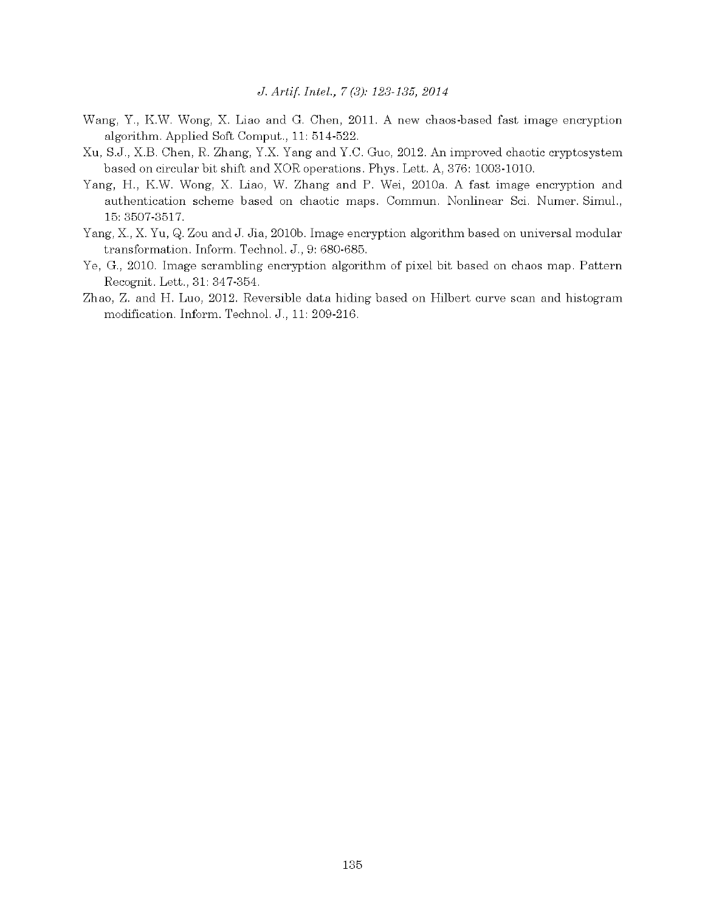Wang, Y., K.W. Wong, X. Liao and G. Chen, 2011. A new chaos-based fast image encryption algorithm. Applied Soft Comput., 11: 514-522.

Xu, S.J., X.B. Chen, R. Zhang, Y.X. Yang and Y.C. Guo, 2012. An improved chaotic cryptosystem based on circular bit shift and XOR operations. Phys. Lett. A, 376: 1003-1010.

Yang, H., K.W. Wong, X. Liao, W. Zhang and P. Wei, 2010a. A fast image encryption and authentication scheme based on chaotic maps. Commun. Nonlinear Sci. Numer. Simul., 15: 3507-3517.

Yang, X., X. Yu, Q. Zou and J. Jia, 2010b. Image encryption algorithm based on universal modular transformation. Inform. Technol. J., 9: 680-685.

Ye, G., 2010. Image scrambling encryption algorithm of pixel bit based on chaos map. Pattern Recognit. Lett., 31: 347-354.

Zhao, Z. and H. Luo, 2012. Reversible data hiding based on Hilbert curve scan and histogram modification. Inform. Technol. J., 11: 209-216.